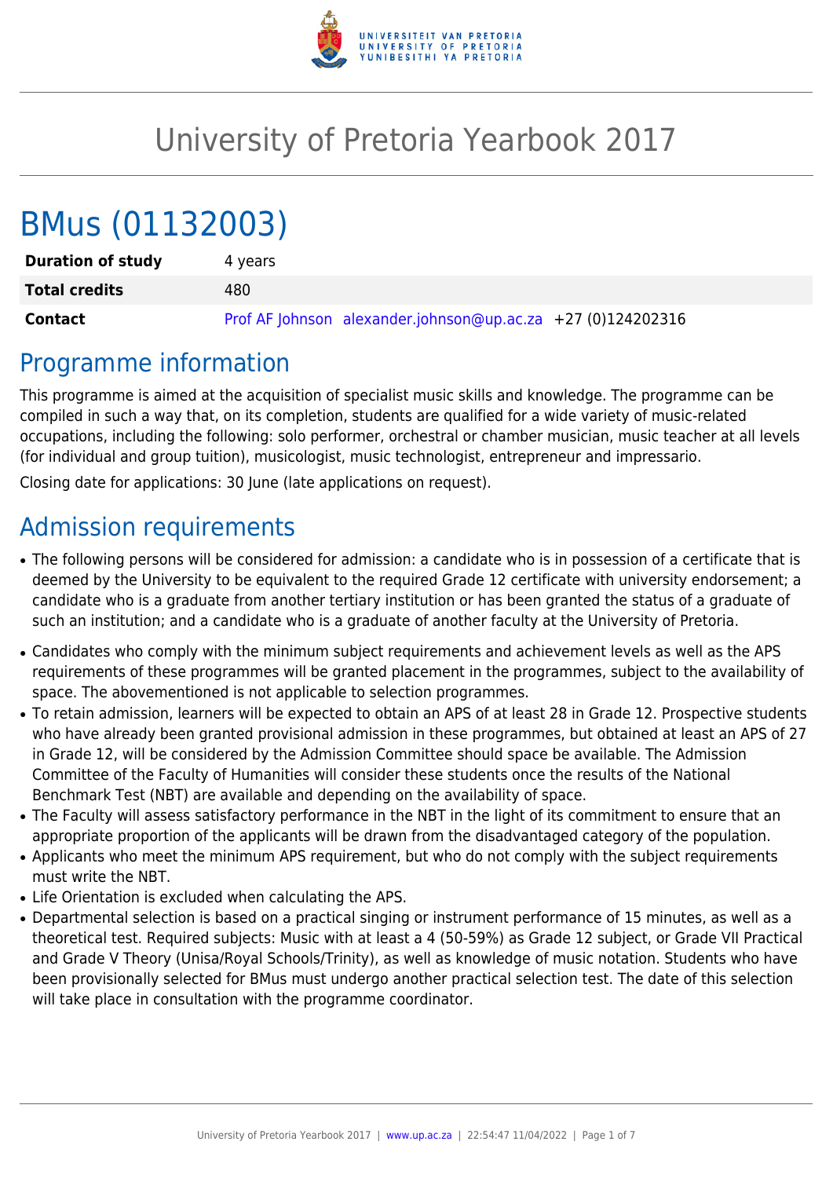# University of Pretoria Yearbook 2017

# BMus (01132003)

| | |
|---|---|
| **Duration of study** | 4 years |
| **Total credits** | 480 |
| **Contact** | Prof AF Johnson alexander.johnson@up.ac.za +27 (0)124202316 |

## Programme information

This programme is aimed at the acquisition of specialist music skills and knowledge. The programme can be compiled in such a way that, on its completion, students are qualified for a wide variety of music-related occupations, including the following: solo performer, orchestral or chamber musician, music teacher at all levels (for individual and group tuition), musicologist, music technologist, entrepreneur and impressario.

Closing date for applications: 30 June (late applications on request).

## Admission requirements

- The following persons will be considered for admission: a candidate who is in possession of a certificate that is deemed by the University to be equivalent to the required Grade 12 certificate with university endorsement; a candidate who is a graduate from another tertiary institution or has been granted the status of a graduate of such an institution; and a candidate who is a graduate of another faculty at the University of Pretoria.
- Candidates who comply with the minimum subject requirements and achievement levels as well as the APS requirements of these programmes will be granted placement in the programmes, subject to the availability of space. The abovementioned is not applicable to selection programmes.
- To retain admission, learners will be expected to obtain an APS of at least 28 in Grade 12. Prospective students who have already been granted provisional admission in these programmes, but obtained at least an APS of 27 in Grade 12, will be considered by the Admission Committee should space be available. The Admission Committee of the Faculty of Humanities will consider these students once the results of the National Benchmark Test (NBT) are available and depending on the availability of space.
- The Faculty will assess satisfactory performance in the NBT in the light of its commitment to ensure that an appropriate proportion of the applicants will be drawn from the disadvantaged category of the population.
- Applicants who meet the minimum APS requirement, but who do not comply with the subject requirements must write the NBT.
- Life Orientation is excluded when calculating the APS.
- Departmental selection is based on a practical singing or instrument performance of 15 minutes, as well as a theoretical test. Required subjects: Music with at least a 4 (50-59%) as Grade 12 subject, or Grade VII Practical and Grade V Theory (Unisa/Royal Schools/Trinity), as well as knowledge of music notation. Students who have been provisionally selected for BMus must undergo another practical selection test. The date of this selection will take place in consultation with the programme coordinator.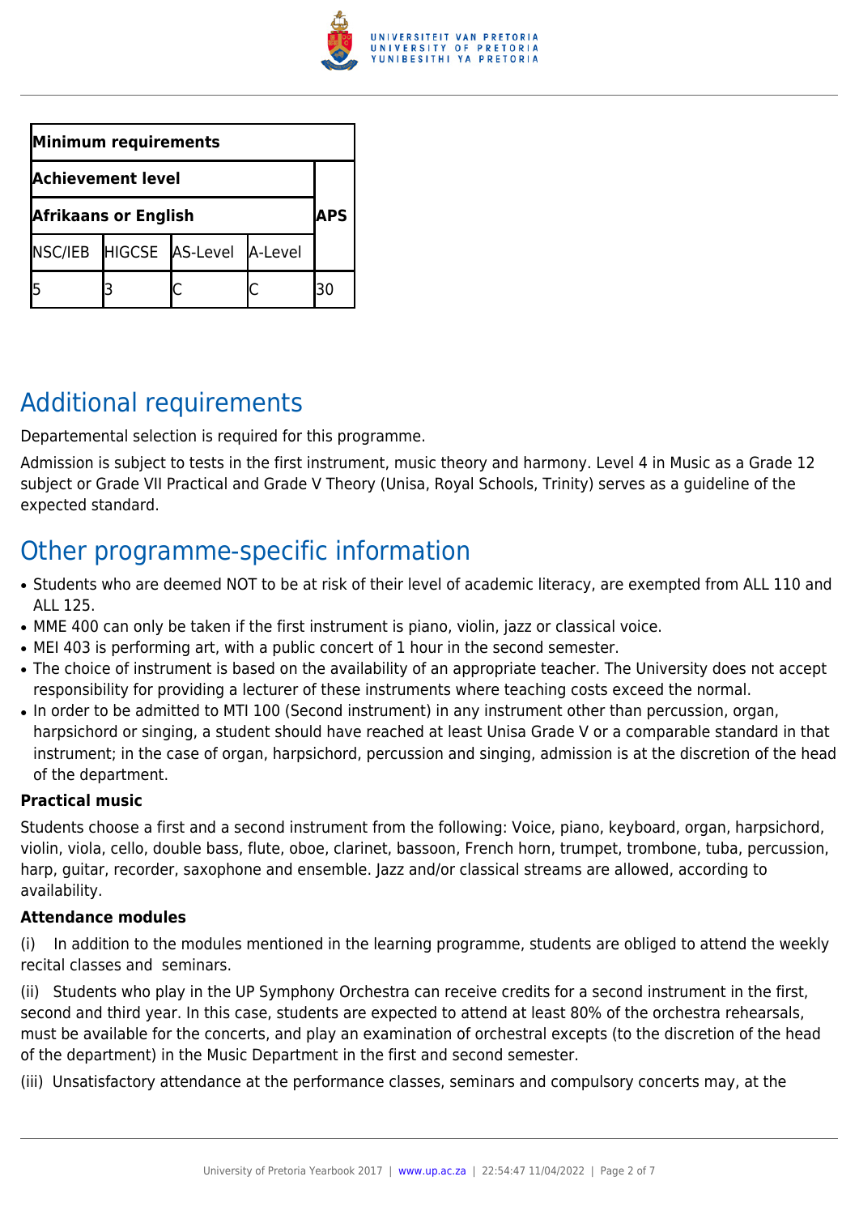| Minimum requirements | | | | |
|---|---|---|---|---|
| Achievement level | | | | APS |
| Afrikaans or English | | | | |
| NSC/IEB | HIGCSE | AS-Level | A-Level | |
| 5 | 3 | C | C | 30 |

## Additional requirements

Departemental selection is required for this programme.

Admission is subject to tests in the first instrument, music theory and harmony. Level 4 in Music as a Grade 12 subject or Grade VII Practical and Grade V Theory (Unisa, Royal Schools, Trinity) serves as a guideline of the expected standard.

## Other programme-specific information

- Students who are deemed NOT to be at risk of their level of academic literacy, are exempted from ALL 110 and ALL 125.
- MME 400 can only be taken if the first instrument is piano, violin, jazz or classical voice.
- MEI 403 is performing art, with a public concert of 1 hour in the second semester.
- The choice of instrument is based on the availability of an appropriate teacher. The University does not accept responsibility for providing a lecturer of these instruments where teaching costs exceed the normal.
- In order to be admitted to MTI 100 (Second instrument) in any instrument other than percussion, organ, harpsichord or singing, a student should have reached at least Unisa Grade V or a comparable standard in that instrument; in the case of organ, harpsichord, percussion and singing, admission is at the discretion of the head of the department.

**Practical music**

Students choose a first and a second instrument from the following: Voice, piano, keyboard, organ, harpsichord, violin, viola, cello, double bass, flute, oboe, clarinet, bassoon, French horn, trumpet, trombone, tuba, percussion, harp, guitar, recorder, saxophone and ensemble. Jazz and/or classical streams are allowed, according to availability.

**Attendance modules**

(i) In addition to the modules mentioned in the learning programme, students are obliged to attend the weekly recital classes and seminars.

(ii) Students who play in the UP Symphony Orchestra can receive credits for a second instrument in the first, second and third year. In this case, students are expected to attend at least 80% of the orchestra rehearsals, must be available for the concerts, and play an examination of orchestral excepts (to the discretion of the head of the department) in the Music Department in the first and second semester.

(iii) Unsatisfactory attendance at the performance classes, seminars and compulsory concerts may, at the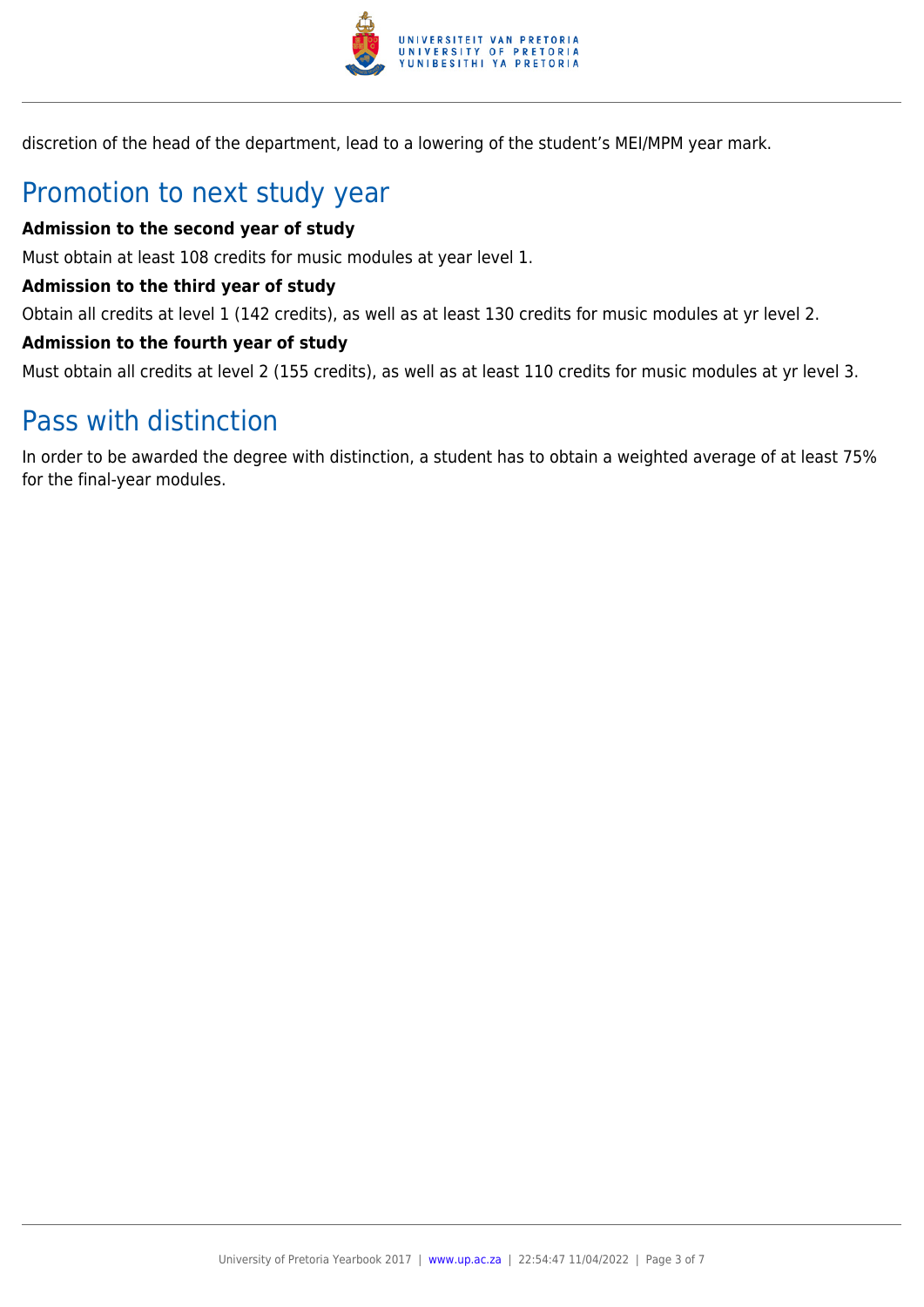discretion of the head of the department, lead to a lowering of the student's MEI/MPM year mark.

## Promotion to next study year

**Admission to the second year of study**

Must obtain at least 108 credits for music modules at year level 1.

**Admission to the third year of study**

Obtain all credits at level 1 (142 credits), as well as at least 130 credits for music modules at yr level 2.

**Admission to the fourth year of study**

Must obtain all credits at level 2 (155 credits), as well as at least 110 credits for music modules at yr level 3.

## Pass with distinction

In order to be awarded the degree with distinction, a student has to obtain a weighted average of at least 75% for the final-year modules.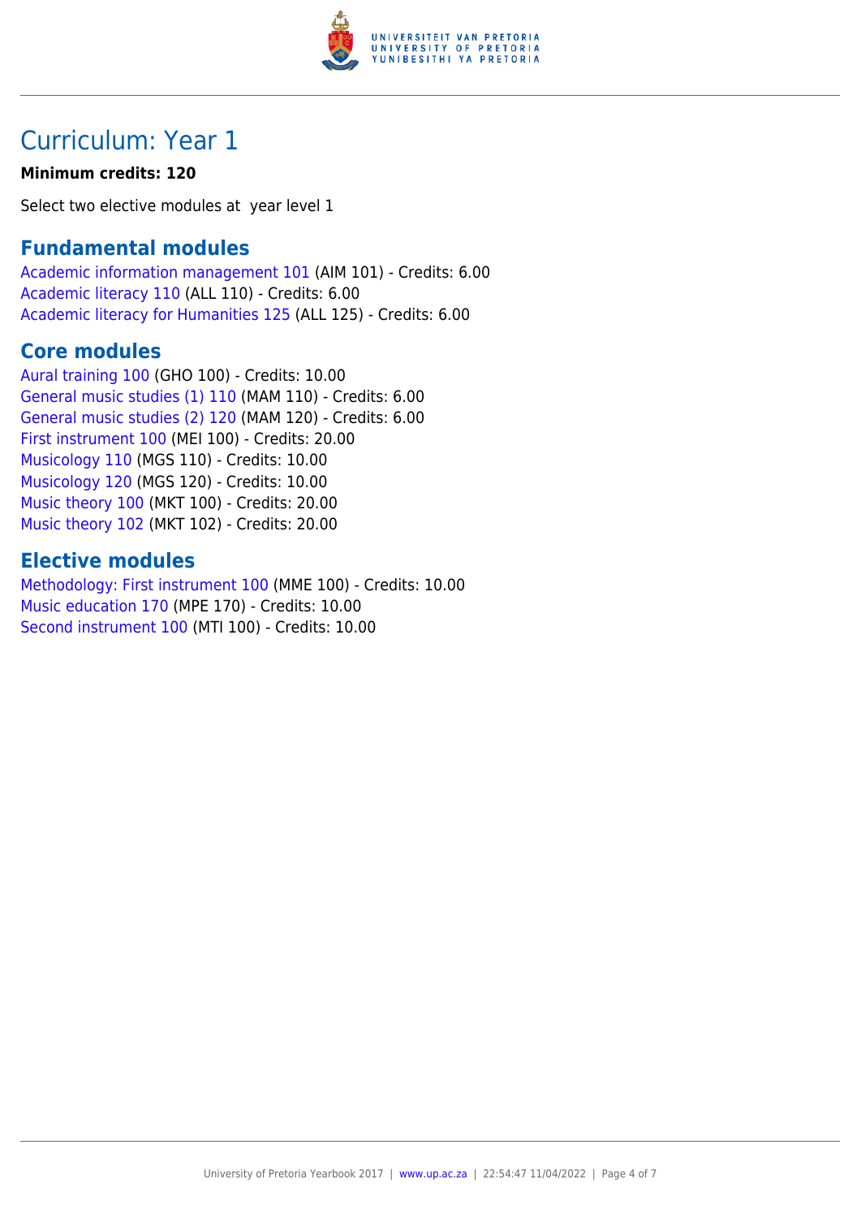# Curriculum: Year 1

**Minimum credits: 120**

Select two elective modules at  year level 1

## Fundamental modules

Academic information management 101 (AIM 101) - Credits: 6.00
Academic literacy 110 (ALL 110) - Credits: 6.00
Academic literacy for Humanities 125 (ALL 125) - Credits: 6.00

## Core modules

Aural training 100 (GHO 100) - Credits: 10.00
General music studies (1) 110 (MAM 110) - Credits: 6.00
General music studies (2) 120 (MAM 120) - Credits: 6.00
First instrument 100 (MEI 100) - Credits: 20.00
Musicology 110 (MGS 110) - Credits: 10.00
Musicology 120 (MGS 120) - Credits: 10.00
Music theory 100 (MKT 100) - Credits: 20.00
Music theory 102 (MKT 102) - Credits: 20.00

## Elective modules

Methodology: First instrument 100 (MME 100) - Credits: 10.00
Music education 170 (MPE 170) - Credits: 10.00
Second instrument 100 (MTI 100) - Credits: 10.00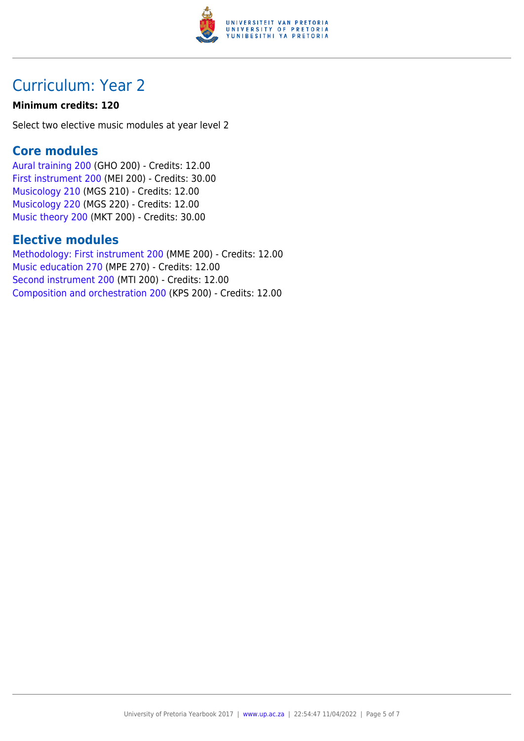# Curriculum: Year 2

**Minimum credits: 120**

Select two elective music modules at year level 2

## Core modules

Aural training 200 (GHO 200) - Credits: 12.00
First instrument 200 (MEI 200) - Credits: 30.00
Musicology 210 (MGS 210) - Credits: 12.00
Musicology 220 (MGS 220) - Credits: 12.00
Music theory 200 (MKT 200) - Credits: 30.00

## Elective modules

Methodology: First instrument 200 (MME 200) - Credits: 12.00
Music education 270 (MPE 270) - Credits: 12.00
Second instrument 200 (MTI 200) - Credits: 12.00
Composition and orchestration 200 (KPS 200) - Credits: 12.00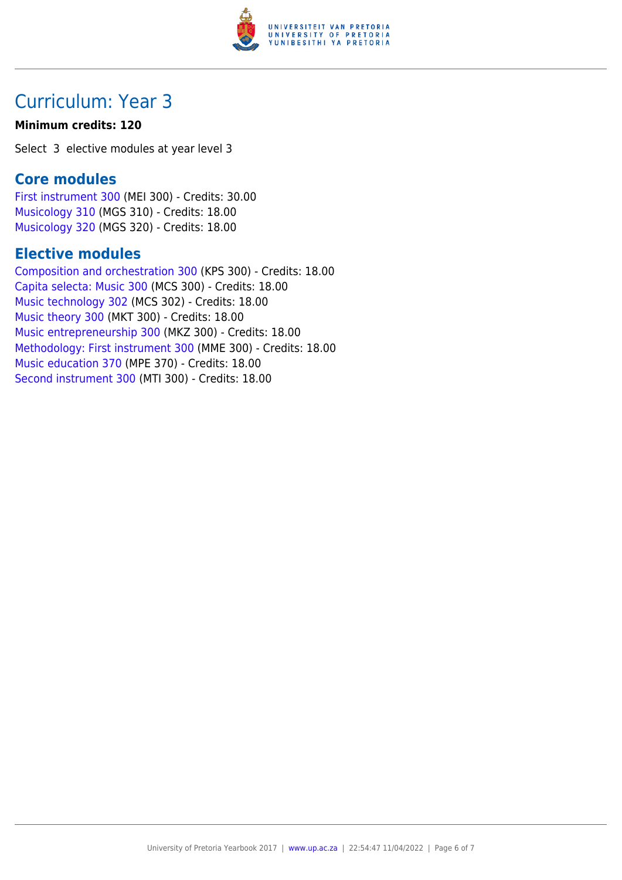# Curriculum: Year 3

**Minimum credits: 120**

Select 3 elective modules at year level 3

## Core modules

First instrument 300 (MEI 300) - Credits: 30.00
Musicology 310 (MGS 310) - Credits: 18.00
Musicology 320 (MGS 320) - Credits: 18.00

## Elective modules

Composition and orchestration 300 (KPS 300) - Credits: 18.00
Capita selecta: Music 300 (MCS 300) - Credits: 18.00
Music technology 302 (MCS 302) - Credits: 18.00
Music theory 300 (MKT 300) - Credits: 18.00
Music entrepreneurship 300 (MKZ 300) - Credits: 18.00
Methodology: First instrument 300 (MME 300) - Credits: 18.00
Music education 370 (MPE 370) - Credits: 18.00
Second instrument 300 (MTI 300) - Credits: 18.00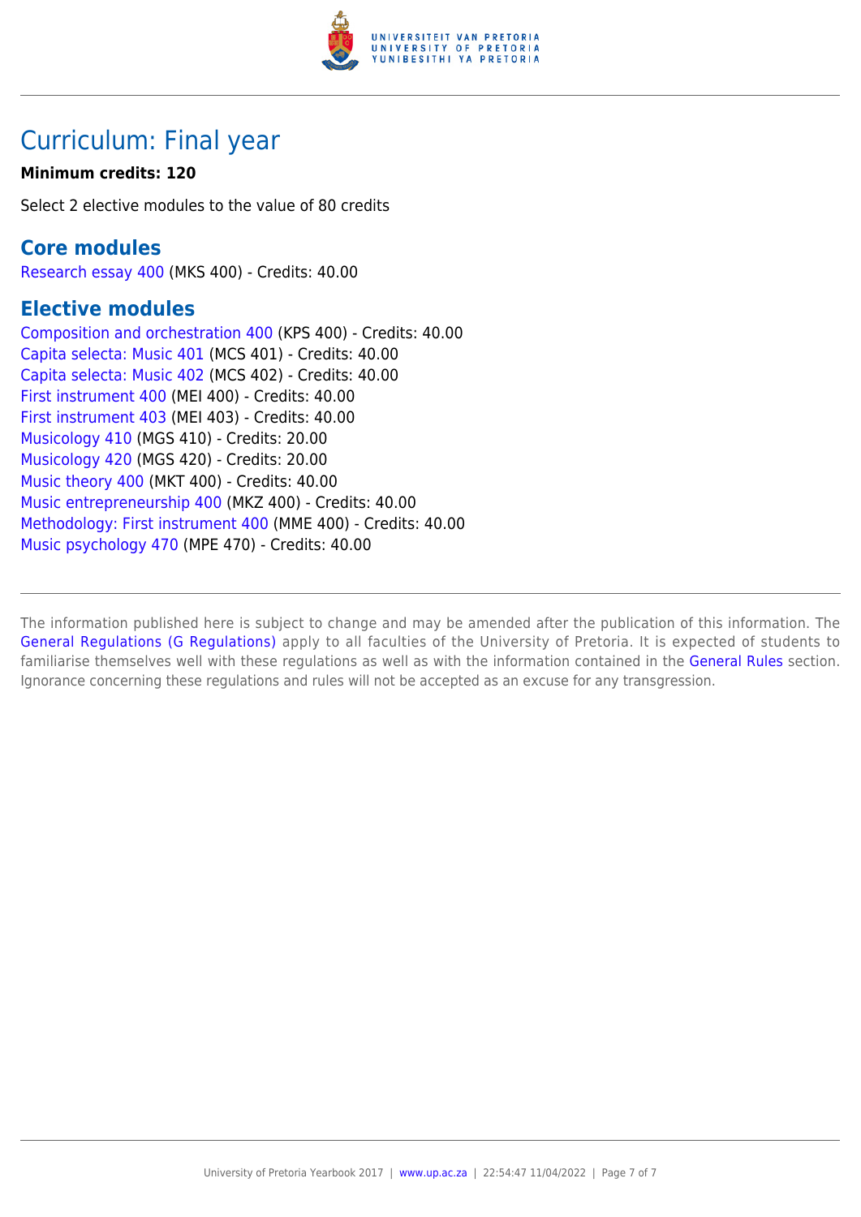# Curriculum: Final year

**Minimum credits: 120**

Select 2 elective modules to the value of 80 credits

## Core modules

Research essay 400 (MKS 400) - Credits: 40.00

## Elective modules

Composition and orchestration 400 (KPS 400) - Credits: 40.00
Capita selecta: Music 401 (MCS 401) - Credits: 40.00
Capita selecta: Music 402 (MCS 402) - Credits: 40.00
First instrument 400 (MEI 400) - Credits: 40.00
First instrument 403 (MEI 403) - Credits: 40.00
Musicology 410 (MGS 410) - Credits: 20.00
Musicology 420 (MGS 420) - Credits: 20.00
Music theory 400 (MKT 400) - Credits: 40.00
Music entrepreneurship 400 (MKZ 400) - Credits: 40.00
Methodology: First instrument 400 (MME 400) - Credits: 40.00
Music psychology 470 (MPE 470) - Credits: 40.00

---

The information published here is subject to change and may be amended after the publication of this information. The General Regulations (G Regulations) apply to all faculties of the University of Pretoria. It is expected of students to familiarise themselves well with these regulations as well as with the information contained in the General Rules section. Ignorance concerning these regulations and rules will not be accepted as an excuse for any transgression.